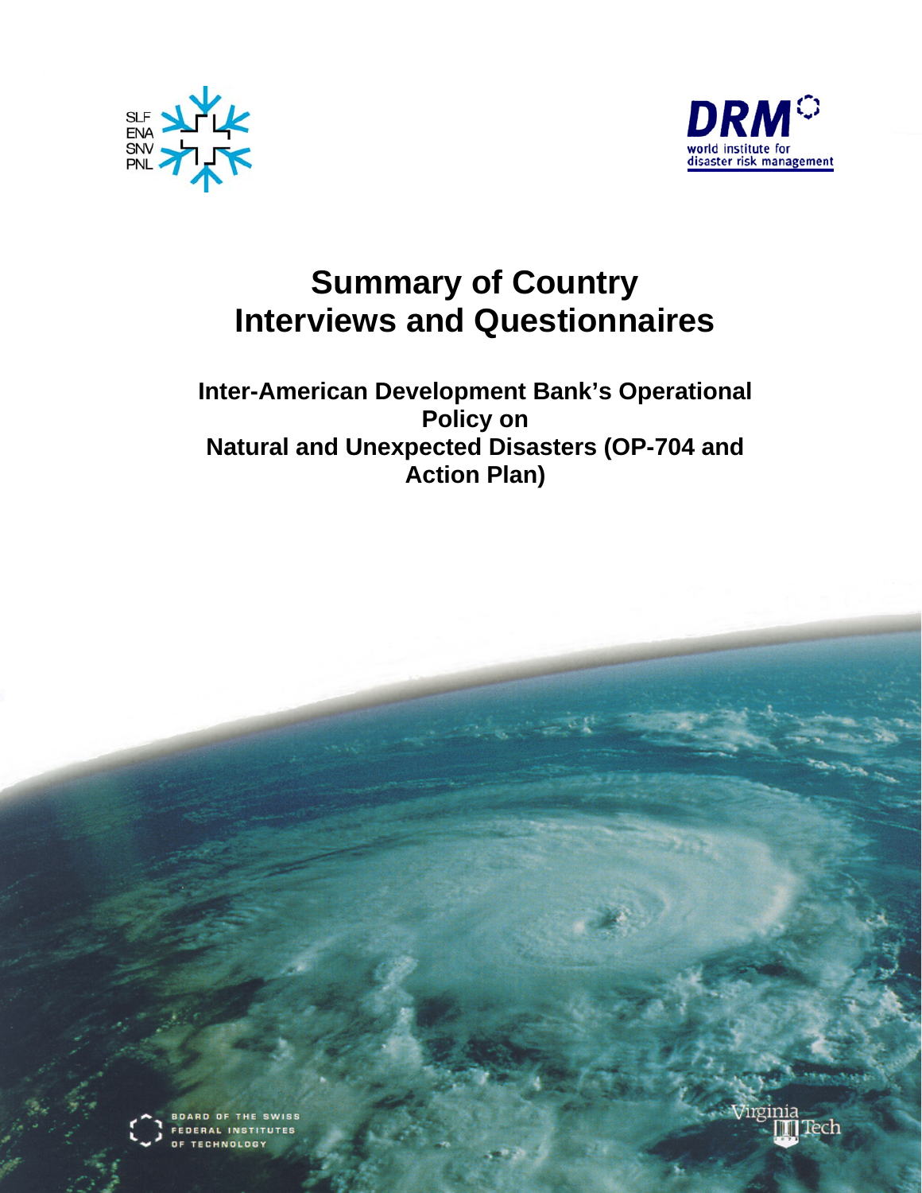SLF
ENA
SNV
PNL

**DRM**
world institute for
disaster risk management

# Summary of Country Interviews and Questionnaires

## Inter-American Development Bank's Operational Policy on Natural and Unexpected Disasters (OP-704 and Action Plan)

BOARD OF THE SWISS FEDERAL INSTITUTES OF TECHNOLOGY

Virginia Tech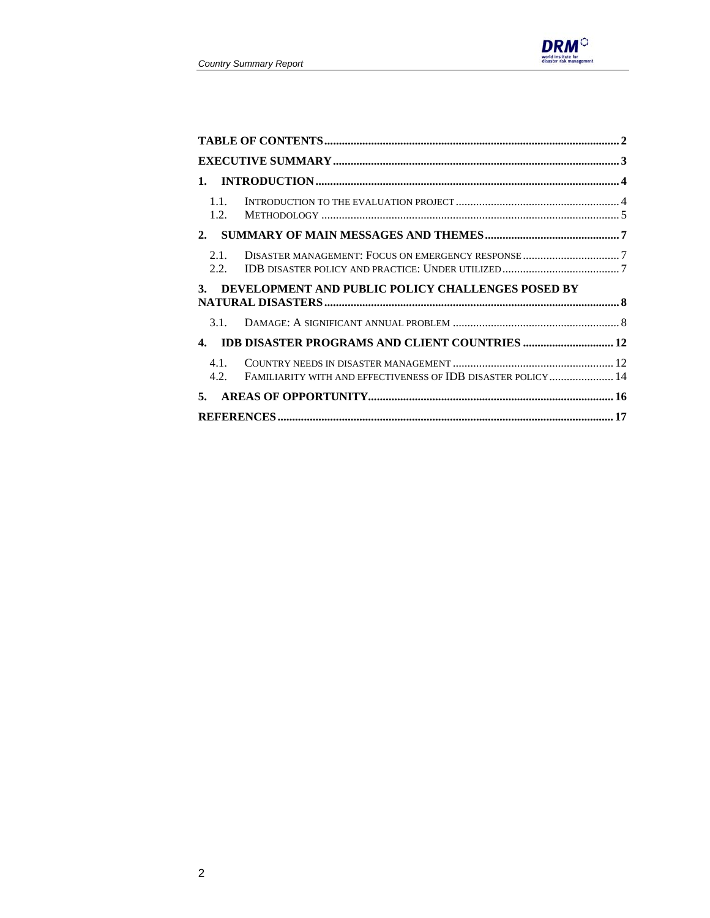**TABLE OF CONTENTS** ........ 2

**EXECUTIVE SUMMARY** ........ 3

**1. INTRODUCTION** ........ 4

- 1.1. INTRODUCTION TO THE EVALUATION PROJECT ........ 4
- 1.2. METHODOLOGY ........ 5

**2. SUMMARY OF MAIN MESSAGES AND THEMES** ........ 7

- 2.1. DISASTER MANAGEMENT: FOCUS ON EMERGENCY RESPONSE ........ 7
- 2.2. IDB DISASTER POLICY AND PRACTICE: UNDER UTILIZED ........ 7

**3. DEVELOPMENT AND PUBLIC POLICY CHALLENGES POSED BY NATURAL DISASTERS** ........ 8

- 3.1. DAMAGE: A SIGNIFICANT ANNUAL PROBLEM ........ 8

**4. IDB DISASTER PROGRAMS AND CLIENT COUNTRIES** ........ 12

- 4.1. COUNTRY NEEDS IN DISASTER MANAGEMENT ........ 12
- 4.2. FAMILIARITY WITH AND EFFECTIVENESS OF IDB DISASTER POLICY ........ 14

**5. AREAS OF OPPORTUNITY** ........ 16

**REFERENCES** ........ 17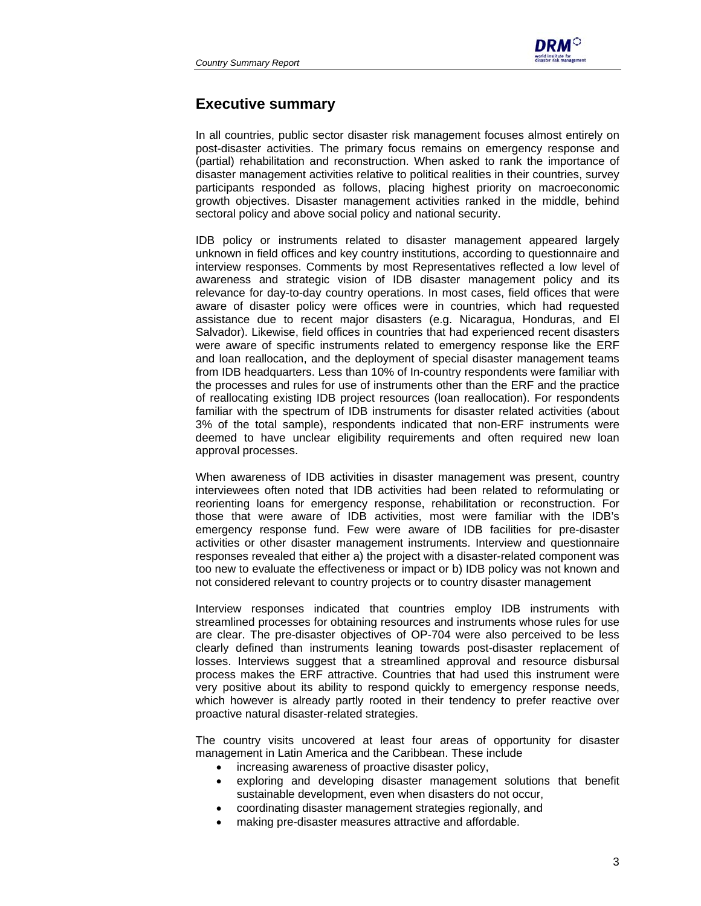## Executive summary

In all countries, public sector disaster risk management focuses almost entirely on post-disaster activities. The primary focus remains on emergency response and (partial) rehabilitation and reconstruction. When asked to rank the importance of disaster management activities relative to political realities in their countries, survey participants responded as follows, placing highest priority on macroeconomic growth objectives. Disaster management activities ranked in the middle, behind sectoral policy and above social policy and national security.

IDB policy or instruments related to disaster management appeared largely unknown in field offices and key country institutions, according to questionnaire and interview responses. Comments by most Representatives reflected a low level of awareness and strategic vision of IDB disaster management policy and its relevance for day-to-day country operations. In most cases, field offices that were aware of disaster policy were offices were in countries, which had requested assistance due to recent major disasters (e.g. Nicaragua, Honduras, and El Salvador). Likewise, field offices in countries that had experienced recent disasters were aware of specific instruments related to emergency response like the ERF and loan reallocation, and the deployment of special disaster management teams from IDB headquarters. Less than 10% of In-country respondents were familiar with the processes and rules for use of instruments other than the ERF and the practice of reallocating existing IDB project resources (loan reallocation). For respondents familiar with the spectrum of IDB instruments for disaster related activities (about 3% of the total sample), respondents indicated that non-ERF instruments were deemed to have unclear eligibility requirements and often required new loan approval processes.

When awareness of IDB activities in disaster management was present, country interviewees often noted that IDB activities had been related to reformulating or reorienting loans for emergency response, rehabilitation or reconstruction. For those that were aware of IDB activities, most were familiar with the IDB's emergency response fund. Few were aware of IDB facilities for pre-disaster activities or other disaster management instruments. Interview and questionnaire responses revealed that either a) the project with a disaster-related component was too new to evaluate the effectiveness or impact or b) IDB policy was not known and not considered relevant to country projects or to country disaster management

Interview responses indicated that countries employ IDB instruments with streamlined processes for obtaining resources and instruments whose rules for use are clear. The pre-disaster objectives of OP-704 were also perceived to be less clearly defined than instruments leaning towards post-disaster replacement of losses. Interviews suggest that a streamlined approval and resource disbursal process makes the ERF attractive. Countries that had used this instrument were very positive about its ability to respond quickly to emergency response needs, which however is already partly rooted in their tendency to prefer reactive over proactive natural disaster-related strategies.

The country visits uncovered at least four areas of opportunity for disaster management in Latin America and the Caribbean. These include

- increasing awareness of proactive disaster policy,
- exploring and developing disaster management solutions that benefit sustainable development, even when disasters do not occur,
- coordinating disaster management strategies regionally, and
- making pre-disaster measures attractive and affordable.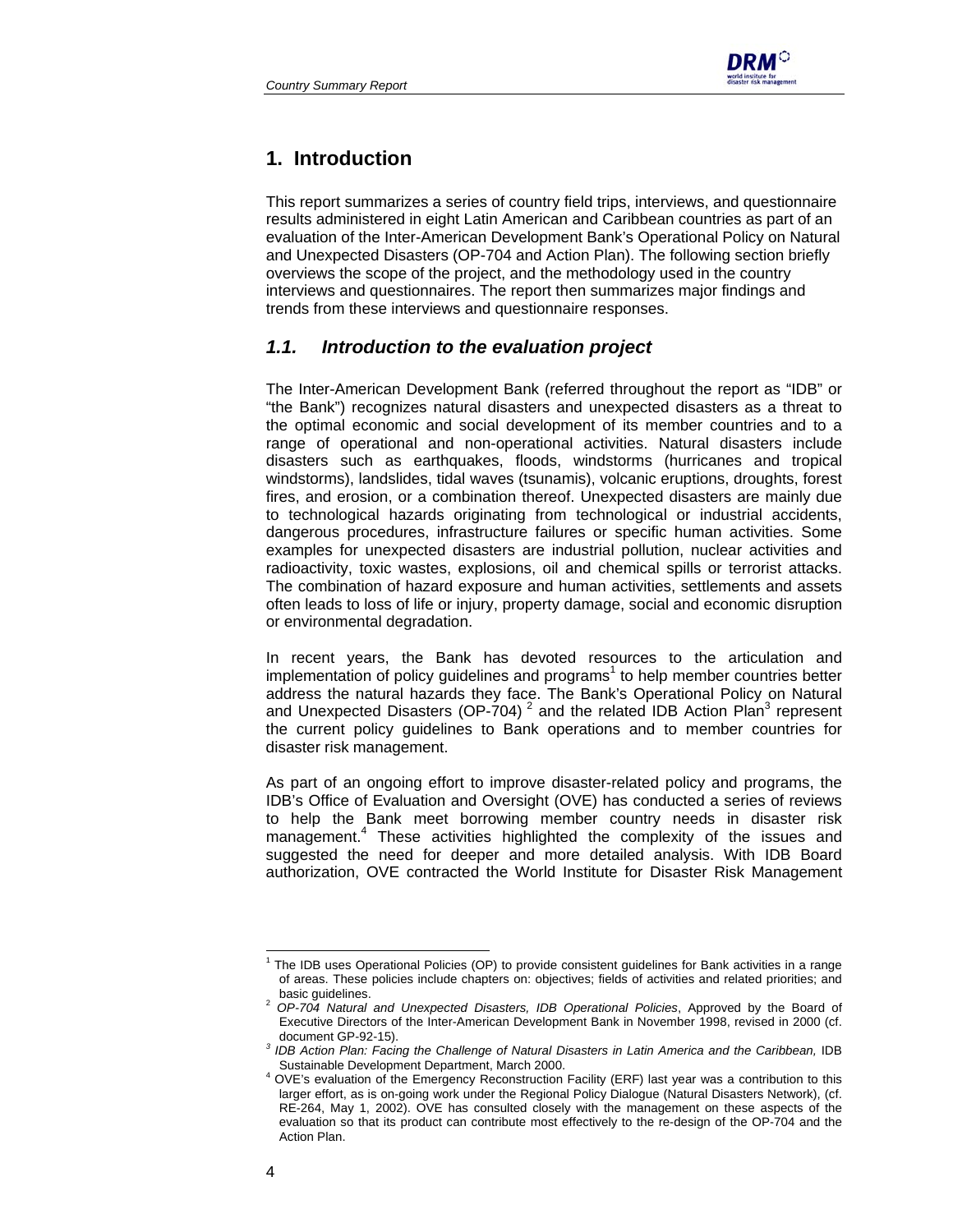# 1. Introduction

This report summarizes a series of country field trips, interviews, and questionnaire results administered in eight Latin American and Caribbean countries as part of an evaluation of the Inter-American Development Bank's Operational Policy on Natural and Unexpected Disasters (OP-704 and Action Plan). The following section briefly overviews the scope of the project, and the methodology used in the country interviews and questionnaires. The report then summarizes major findings and trends from these interviews and questionnaire responses.

## *1.1. Introduction to the evaluation project*

The Inter-American Development Bank (referred throughout the report as "IDB" or "the Bank") recognizes natural disasters and unexpected disasters as a threat to the optimal economic and social development of its member countries and to a range of operational and non-operational activities. Natural disasters include disasters such as earthquakes, floods, windstorms (hurricanes and tropical windstorms), landslides, tidal waves (tsunamis), volcanic eruptions, droughts, forest fires, and erosion, or a combination thereof. Unexpected disasters are mainly due to technological hazards originating from technological or industrial accidents, dangerous procedures, infrastructure failures or specific human activities. Some examples for unexpected disasters are industrial pollution, nuclear activities and radioactivity, toxic wastes, explosions, oil and chemical spills or terrorist attacks. The combination of hazard exposure and human activities, settlements and assets often leads to loss of life or injury, property damage, social and economic disruption or environmental degradation.

In recent years, the Bank has devoted resources to the articulation and implementation of policy guidelines and programs[1] to help member countries better address the natural hazards they face. The Bank's Operational Policy on Natural and Unexpected Disasters (OP-704) [2] and the related IDB Action Plan[3] represent the current policy guidelines to Bank operations and to member countries for disaster risk management.

As part of an ongoing effort to improve disaster-related policy and programs, the IDB's Office of Evaluation and Oversight (OVE) has conducted a series of reviews to help the Bank meet borrowing member country needs in disaster risk management.[4] These activities highlighted the complexity of the issues and suggested the need for deeper and more detailed analysis. With IDB Board authorization, OVE contracted the World Institute for Disaster Risk Management

---

[1] The IDB uses Operational Policies (OP) to provide consistent guidelines for Bank activities in a range of areas. These policies include chapters on: objectives; fields of activities and related priorities; and basic guidelines.

[2] *OP-704 Natural and Unexpected Disasters, IDB Operational Policies*, Approved by the Board of Executive Directors of the Inter-American Development Bank in November 1998, revised in 2000 (cf. document GP-92-15).

[3] *IDB Action Plan: Facing the Challenge of Natural Disasters in Latin America and the Caribbean,* IDB Sustainable Development Department, March 2000.

[4] OVE's evaluation of the Emergency Reconstruction Facility (ERF) last year was a contribution to this larger effort, as is on-going work under the Regional Policy Dialogue (Natural Disasters Network), (cf. RE-264, May 1, 2002). OVE has consulted closely with the management on these aspects of the evaluation so that its product can contribute most effectively to the re-design of the OP-704 and the Action Plan.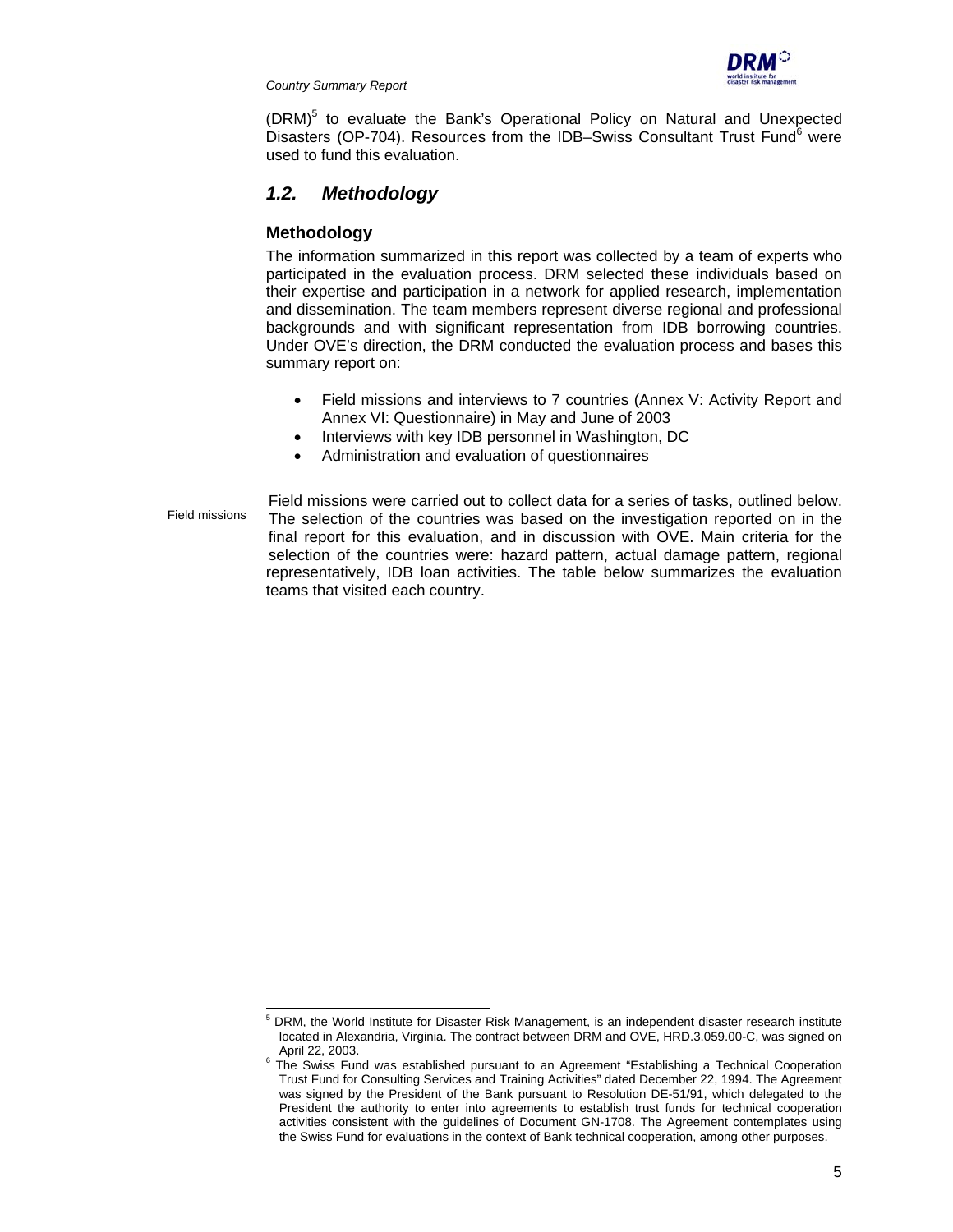(DRM)[5] to evaluate the Bank's Operational Policy on Natural and Unexpected Disasters (OP-704). Resources from the IDB–Swiss Consultant Trust Fund[6] were used to fund this evaluation.

## *1.2. Methodology*

### Methodology

The information summarized in this report was collected by a team of experts who participated in the evaluation process. DRM selected these individuals based on their expertise and participation in a network for applied research, implementation and dissemination. The team members represent diverse regional and professional backgrounds and with significant representation from IDB borrowing countries. Under OVE's direction, the DRM conducted the evaluation process and bases this summary report on:

- Field missions and interviews to 7 countries (Annex V: Activity Report and Annex VI: Questionnaire) in May and June of 2003
- Interviews with key IDB personnel in Washington, DC
- Administration and evaluation of questionnaires

Field missions

Field missions were carried out to collect data for a series of tasks, outlined below. The selection of the countries was based on the investigation reported on in the final report for this evaluation, and in discussion with OVE. Main criteria for the selection of the countries were: hazard pattern, actual damage pattern, regional representatively, IDB loan activities. The table below summarizes the evaluation teams that visited each country.

---

[5] DRM, the World Institute for Disaster Risk Management, is an independent disaster research institute located in Alexandria, Virginia. The contract between DRM and OVE, HRD.3.059.00-C, was signed on April 22, 2003.

[6] The Swiss Fund was established pursuant to an Agreement "Establishing a Technical Cooperation Trust Fund for Consulting Services and Training Activities" dated December 22, 1994. The Agreement was signed by the President of the Bank pursuant to Resolution DE-51/91, which delegated to the President the authority to enter into agreements to establish trust funds for technical cooperation activities consistent with the guidelines of Document GN-1708. The Agreement contemplates using the Swiss Fund for evaluations in the context of Bank technical cooperation, among other purposes.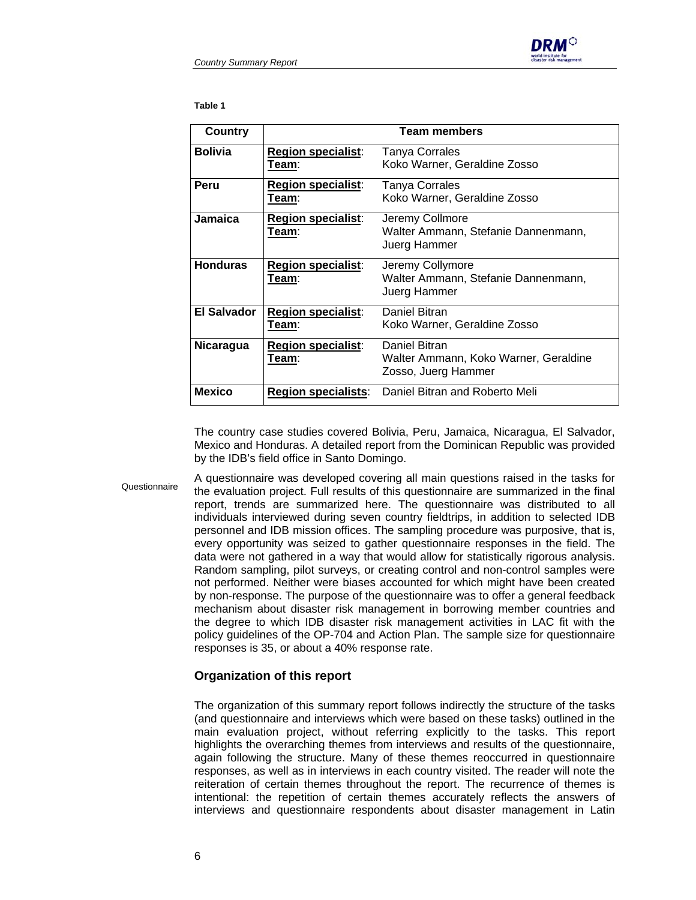**Table 1**

| Country | Team members | |
|---|---|---|
| **Bolivia** | Region specialist:<br>Team: | Tanya Corrales<br>Koko Warner, Geraldine Zosso |
| **Peru** | Region specialist:<br>Team: | Tanya Corrales<br>Koko Warner, Geraldine Zosso |
| **Jamaica** | Region specialist:<br>Team: | Jeremy Collmore<br>Walter Ammann, Stefanie Dannenmann, Juerg Hammer |
| **Honduras** | Region specialist:<br>Team: | Jeremy Collymore<br>Walter Ammann, Stefanie Dannenmann, Juerg Hammer |
| **El Salvador** | Region specialist:<br>Team: | Daniel Bitran<br>Koko Warner, Geraldine Zosso |
| **Nicaragua** | Region specialist:<br>Team: | Daniel Bitran<br>Walter Ammann, Koko Warner, Geraldine Zosso, Juerg Hammer |
| **Mexico** | Region specialists: | Daniel Bitran and Roberto Meli |

The country case studies covered Bolivia, Peru, Jamaica, Nicaragua, El Salvador, Mexico and Honduras. A detailed report from the Dominican Republic was provided by the IDB's field office in Santo Domingo.

Questionnaire

A questionnaire was developed covering all main questions raised in the tasks for the evaluation project. Full results of this questionnaire are summarized in the final report, trends are summarized here. The questionnaire was distributed to all individuals interviewed during seven country fieldtrips, in addition to selected IDB personnel and IDB mission offices. The sampling procedure was purposive, that is, every opportunity was seized to gather questionnaire responses in the field. The data were not gathered in a way that would allow for statistically rigorous analysis. Random sampling, pilot surveys, or creating control and non-control samples were not performed. Neither were biases accounted for which might have been created by non-response. The purpose of the questionnaire was to offer a general feedback mechanism about disaster risk management in borrowing member countries and the degree to which IDB disaster risk management activities in LAC fit with the policy guidelines of the OP-704 and Action Plan. The sample size for questionnaire responses is 35, or about a 40% response rate.

## Organization of this report

The organization of this summary report follows indirectly the structure of the tasks (and questionnaire and interviews which were based on these tasks) outlined in the main evaluation project, without referring explicitly to the tasks. This report highlights the overarching themes from interviews and results of the questionnaire, again following the structure. Many of these themes reoccurred in questionnaire responses, as well as in interviews in each country visited. The reader will note the reiteration of certain themes throughout the report. The recurrence of themes is intentional: the repetition of certain themes accurately reflects the answers of interviews and questionnaire respondents about disaster management in Latin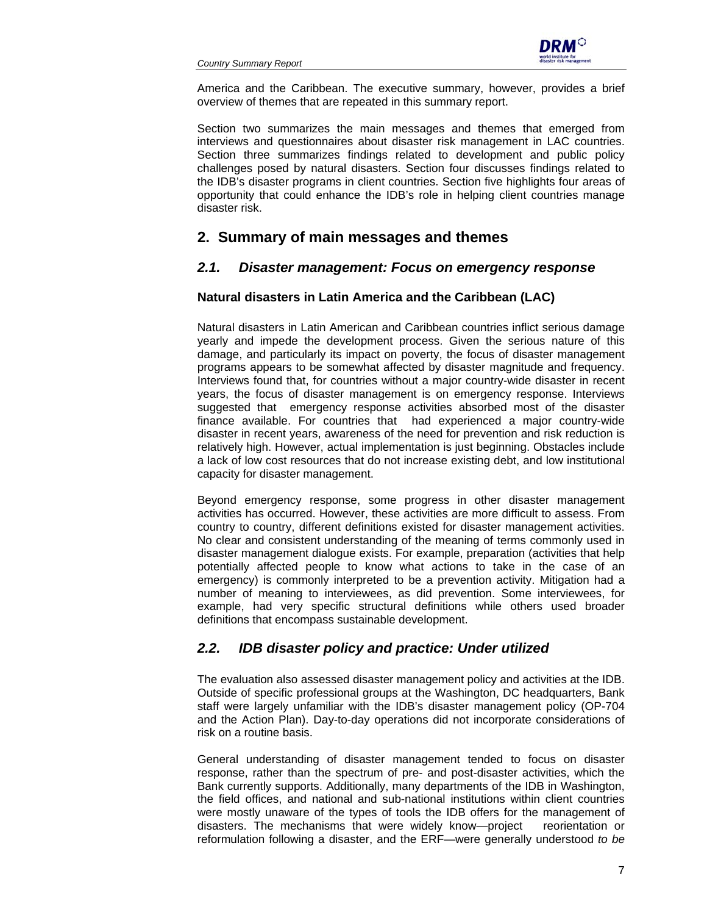America and the Caribbean. The executive summary, however, provides a brief overview of themes that are repeated in this summary report.

Section two summarizes the main messages and themes that emerged from interviews and questionnaires about disaster risk management in LAC countries. Section three summarizes findings related to development and public policy challenges posed by natural disasters. Section four discusses findings related to the IDB's disaster programs in client countries. Section five highlights four areas of opportunity that could enhance the IDB's role in helping client countries manage disaster risk.

## 2. Summary of main messages and themes

### *2.1. Disaster management: Focus on emergency response*

#### Natural disasters in Latin America and the Caribbean (LAC)

Natural disasters in Latin American and Caribbean countries inflict serious damage yearly and impede the development process. Given the serious nature of this damage, and particularly its impact on poverty, the focus of disaster management programs appears to be somewhat affected by disaster magnitude and frequency. Interviews found that, for countries without a major country-wide disaster in recent years, the focus of disaster management is on emergency response. Interviews suggested that emergency response activities absorbed most of the disaster finance available. For countries that had experienced a major country-wide disaster in recent years, awareness of the need for prevention and risk reduction is relatively high. However, actual implementation is just beginning. Obstacles include a lack of low cost resources that do not increase existing debt, and low institutional capacity for disaster management.

Beyond emergency response, some progress in other disaster management activities has occurred. However, these activities are more difficult to assess. From country to country, different definitions existed for disaster management activities. No clear and consistent understanding of the meaning of terms commonly used in disaster management dialogue exists. For example, preparation (activities that help potentially affected people to know what actions to take in the case of an emergency) is commonly interpreted to be a prevention activity. Mitigation had a number of meaning to interviewees, as did prevention. Some interviewees, for example, had very specific structural definitions while others used broader definitions that encompass sustainable development.

### *2.2. IDB disaster policy and practice: Under utilized*

The evaluation also assessed disaster management policy and activities at the IDB. Outside of specific professional groups at the Washington, DC headquarters, Bank staff were largely unfamiliar with the IDB's disaster management policy (OP-704 and the Action Plan). Day-to-day operations did not incorporate considerations of risk on a routine basis.

General understanding of disaster management tended to focus on disaster response, rather than the spectrum of pre- and post-disaster activities, which the Bank currently supports. Additionally, many departments of the IDB in Washington, the field offices, and national and sub-national institutions within client countries were mostly unaware of the types of tools the IDB offers for the management of disasters. The mechanisms that were widely know—project reorientation or reformulation following a disaster, and the ERF—were generally understood *to be*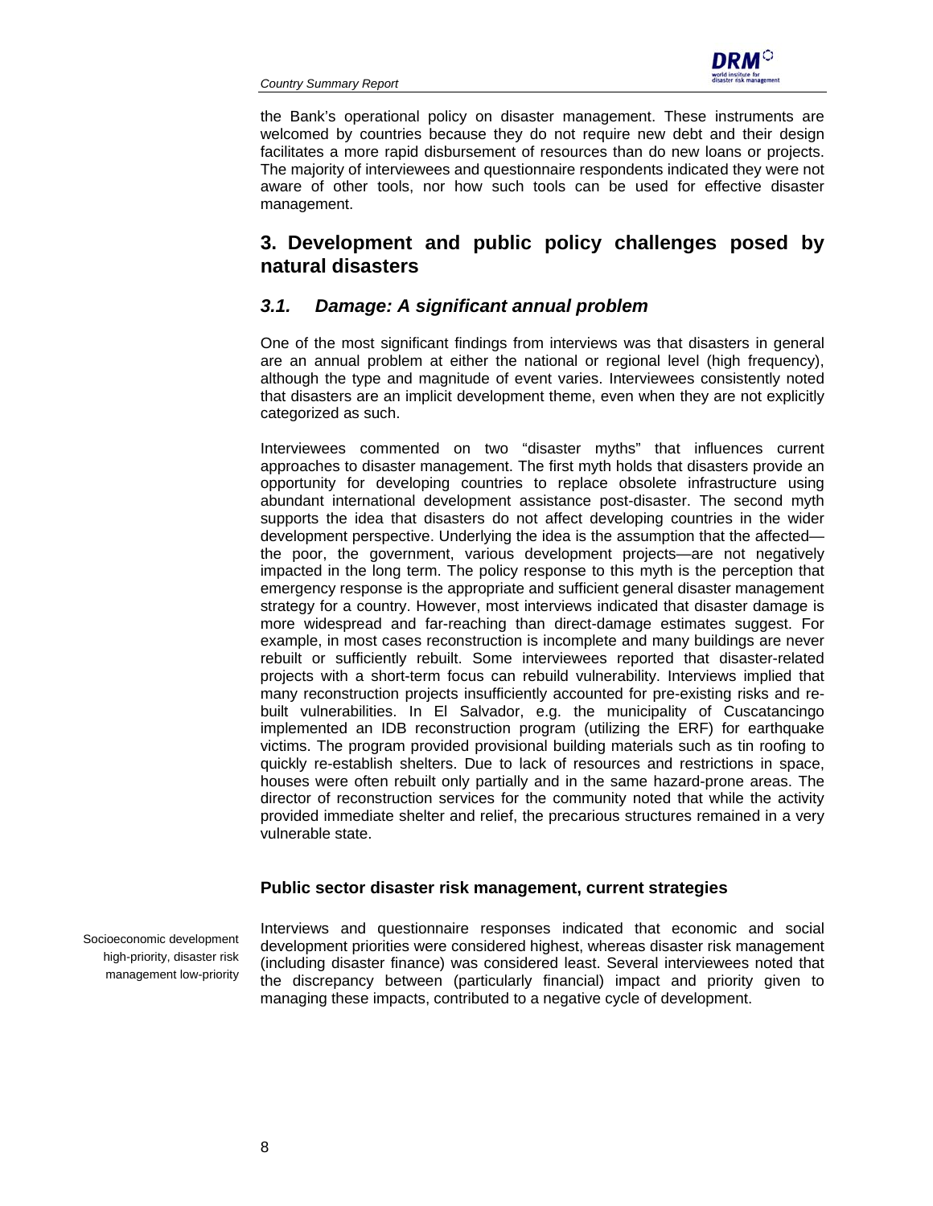the Bank's operational policy on disaster management. These instruments are welcomed by countries because they do not require new debt and their design facilitates a more rapid disbursement of resources than do new loans or projects. The majority of interviewees and questionnaire respondents indicated they were not aware of other tools, nor how such tools can be used for effective disaster management.

## 3. Development and public policy challenges posed by natural disasters

### *3.1. Damage: A significant annual problem*

One of the most significant findings from interviews was that disasters in general are an annual problem at either the national or regional level (high frequency), although the type and magnitude of event varies. Interviewees consistently noted that disasters are an implicit development theme, even when they are not explicitly categorized as such.

Interviewees commented on two "disaster myths" that influences current approaches to disaster management. The first myth holds that disasters provide an opportunity for developing countries to replace obsolete infrastructure using abundant international development assistance post-disaster. The second myth supports the idea that disasters do not affect developing countries in the wider development perspective. Underlying the idea is the assumption that the affected—the poor, the government, various development projects—are not negatively impacted in the long term. The policy response to this myth is the perception that emergency response is the appropriate and sufficient general disaster management strategy for a country. However, most interviews indicated that disaster damage is more widespread and far-reaching than direct-damage estimates suggest. For example, in most cases reconstruction is incomplete and many buildings are never rebuilt or sufficiently rebuilt. Some interviewees reported that disaster-related projects with a short-term focus can rebuild vulnerability. Interviews implied that many reconstruction projects insufficiently accounted for pre-existing risks and re-built vulnerabilities. In El Salvador, e.g. the municipality of Cuscatancingo implemented an IDB reconstruction program (utilizing the ERF) for earthquake victims. The program provided provisional building materials such as tin roofing to quickly re-establish shelters. Due to lack of resources and restrictions in space, houses were often rebuilt only partially and in the same hazard-prone areas. The director of reconstruction services for the community noted that while the activity provided immediate shelter and relief, the precarious structures remained in a very vulnerable state.

**Public sector disaster risk management, current strategies**

Socioeconomic development high-priority, disaster risk management low-priority

Interviews and questionnaire responses indicated that economic and social development priorities were considered highest, whereas disaster risk management (including disaster finance) was considered least. Several interviewees noted that the discrepancy between (particularly financial) impact and priority given to managing these impacts, contributed to a negative cycle of development.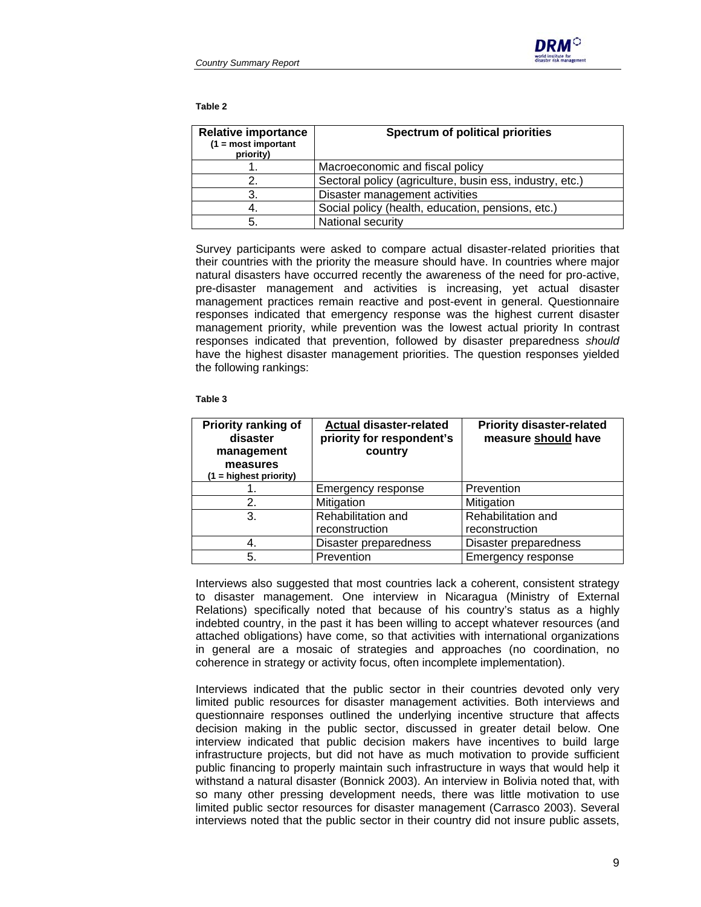**Table 2**

| Relative importance (1 = most important priority) | Spectrum of political priorities |
|---|---|
| 1. | Macroeconomic and fiscal policy |
| 2. | Sectoral policy (agriculture, busin ess, industry, etc.) |
| 3. | Disaster management activities |
| 4. | Social policy (health, education, pensions, etc.) |
| 5. | National security |

Survey participants were asked to compare actual disaster-related priorities that their countries with the priority the measure should have. In countries where major natural disasters have occurred recently the awareness of the need for pro-active, pre-disaster management and activities is increasing, yet actual disaster management practices remain reactive and post-event in general. Questionnaire responses indicated that emergency response was the highest current disaster management priority, while prevention was the lowest actual priority In contrast responses indicated that prevention, followed by disaster preparedness *should* have the highest disaster management priorities. The question responses yielded the following rankings:

**Table 3**

| Priority ranking of disaster management measures (1 = highest priority) | Actual disaster-related priority for respondent's country | Priority disaster-related measure should have |
|---|---|---|
| 1. | Emergency response | Prevention |
| 2. | Mitigation | Mitigation |
| 3. | Rehabilitation and reconstruction | Rehabilitation and reconstruction |
| 4. | Disaster preparedness | Disaster preparedness |
| 5. | Prevention | Emergency response |

Interviews also suggested that most countries lack a coherent, consistent strategy to disaster management. One interview in Nicaragua (Ministry of External Relations) specifically noted that because of his country's status as a highly indebted country, in the past it has been willing to accept whatever resources (and attached obligations) have come, so that activities with international organizations in general are a mosaic of strategies and approaches (no coordination, no coherence in strategy or activity focus, often incomplete implementation).

Interviews indicated that the public sector in their countries devoted only very limited public resources for disaster management activities. Both interviews and questionnaire responses outlined the underlying incentive structure that affects decision making in the public sector, discussed in greater detail below. One interview indicated that public decision makers have incentives to build large infrastructure projects, but did not have as much motivation to provide sufficient public financing to properly maintain such infrastructure in ways that would help it withstand a natural disaster (Bonnick 2003). An interview in Bolivia noted that, with so many other pressing development needs, there was little motivation to use limited public sector resources for disaster management (Carrasco 2003). Several interviews noted that the public sector in their country did not insure public assets,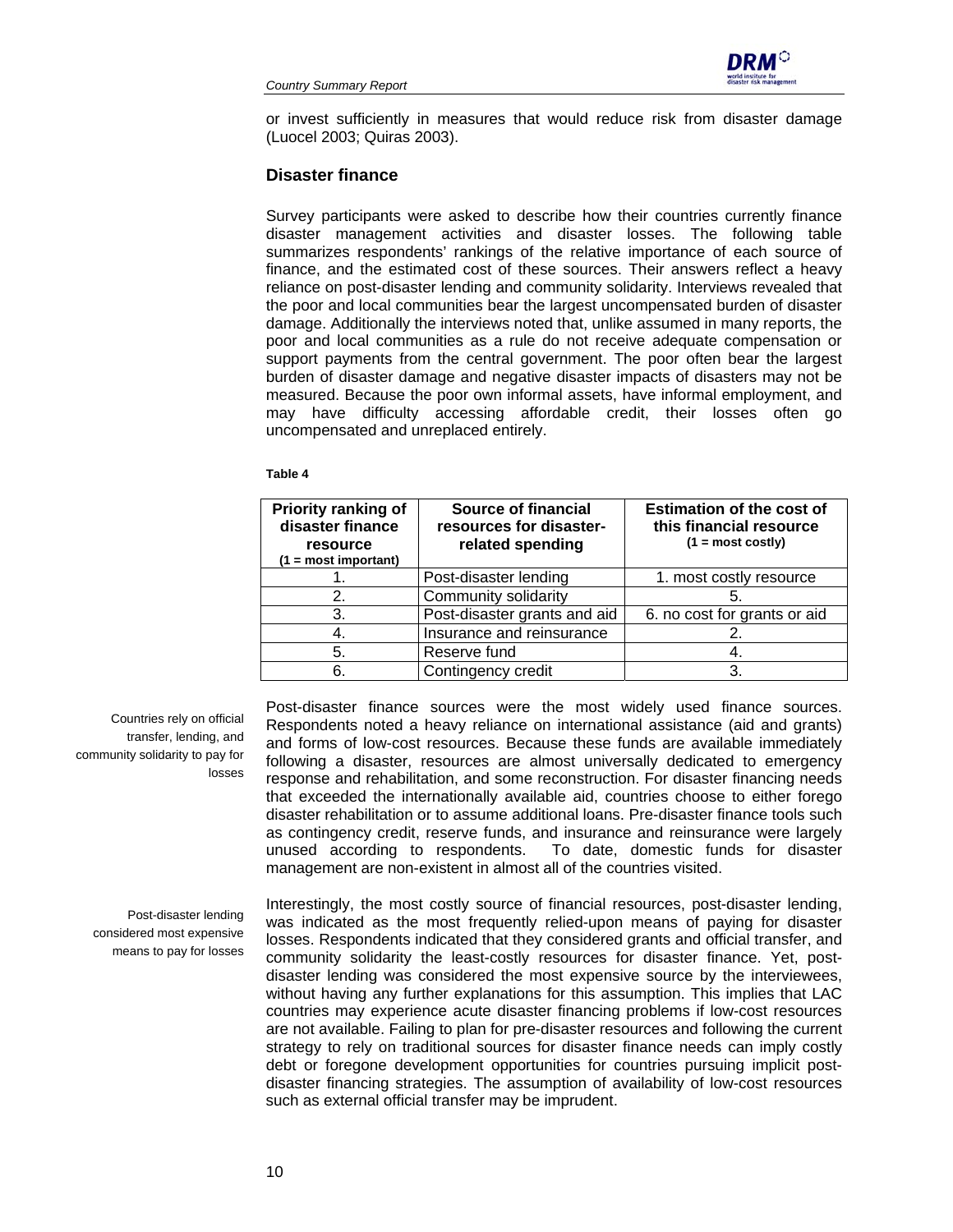or invest sufficiently in measures that would reduce risk from disaster damage (Luocel 2003; Quiras 2003).

## Disaster finance

Survey participants were asked to describe how their countries currently finance disaster management activities and disaster losses. The following table summarizes respondents' rankings of the relative importance of each source of finance, and the estimated cost of these sources. Their answers reflect a heavy reliance on post-disaster lending and community solidarity. Interviews revealed that the poor and local communities bear the largest uncompensated burden of disaster damage. Additionally the interviews noted that, unlike assumed in many reports, the poor and local communities as a rule do not receive adequate compensation or support payments from the central government. The poor often bear the largest burden of disaster damage and negative disaster impacts of disasters may not be measured. Because the poor own informal assets, have informal employment, and may have difficulty accessing affordable credit, their losses often go uncompensated and unreplaced entirely.

**Table 4**

| Priority ranking of disaster finance resource (1 = most important) | Source of financial resources for disaster-related spending | Estimation of the cost of this financial resource (1 = most costly) |
|---|---|---|
| 1. | Post-disaster lending | 1. most costly resource |
| 2. | Community solidarity | 5. |
| 3. | Post-disaster grants and aid | 6. no cost for grants or aid |
| 4. | Insurance and reinsurance | 2. |
| 5. | Reserve fund | 4. |
| 6. | Contingency credit | 3. |

*Countries rely on official transfer, lending, and community solidarity to pay for losses*

Post-disaster finance sources were the most widely used finance sources. Respondents noted a heavy reliance on international assistance (aid and grants) and forms of low-cost resources. Because these funds are available immediately following a disaster, resources are almost universally dedicated to emergency response and rehabilitation, and some reconstruction. For disaster financing needs that exceeded the internationally available aid, countries choose to either forego disaster rehabilitation or to assume additional loans. Pre-disaster finance tools such as contingency credit, reserve funds, and insurance and reinsurance were largely unused according to respondents. To date, domestic funds for disaster management are non-existent in almost all of the countries visited.

*Post-disaster lending considered most expensive means to pay for losses*

Interestingly, the most costly source of financial resources, post-disaster lending, was indicated as the most frequently relied-upon means of paying for disaster losses. Respondents indicated that they considered grants and official transfer, and community solidarity the least-costly resources for disaster finance. Yet, post-disaster lending was considered the most expensive source by the interviewees, without having any further explanations for this assumption. This implies that LAC countries may experience acute disaster financing problems if low-cost resources are not available. Failing to plan for pre-disaster resources and following the current strategy to rely on traditional sources for disaster finance needs can imply costly debt or foregone development opportunities for countries pursuing implicit post-disaster financing strategies. The assumption of availability of low-cost resources such as external official transfer may be imprudent.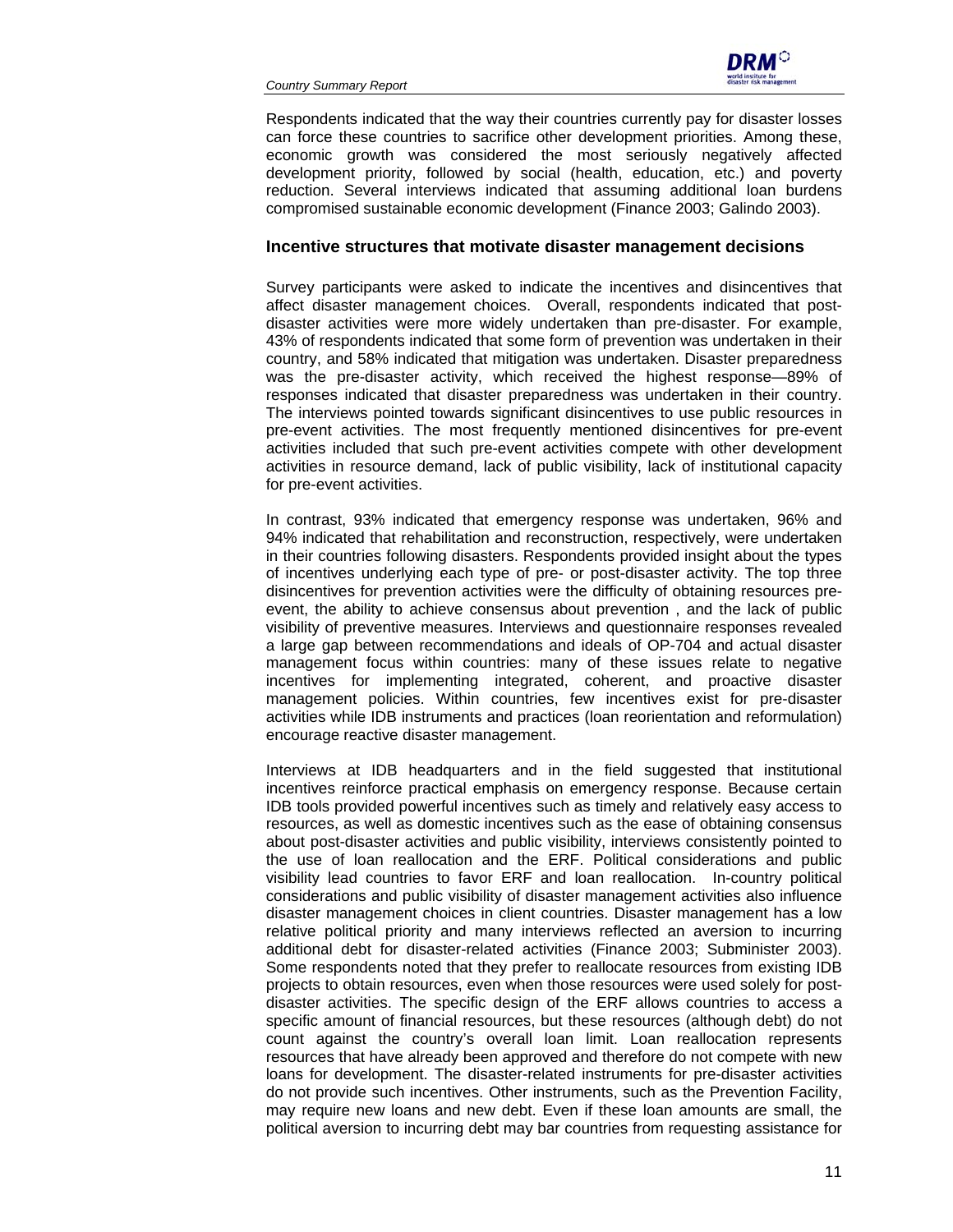Respondents indicated that the way their countries currently pay for disaster losses can force these countries to sacrifice other development priorities. Among these, economic growth was considered the most seriously negatively affected development priority, followed by social (health, education, etc.) and poverty reduction. Several interviews indicated that assuming additional loan burdens compromised sustainable economic development (Finance 2003; Galindo 2003).

### Incentive structures that motivate disaster management decisions

Survey participants were asked to indicate the incentives and disincentives that affect disaster management choices. Overall, respondents indicated that post-disaster activities were more widely undertaken than pre-disaster. For example, 43% of respondents indicated that some form of prevention was undertaken in their country, and 58% indicated that mitigation was undertaken. Disaster preparedness was the pre-disaster activity, which received the highest response—89% of responses indicated that disaster preparedness was undertaken in their country. The interviews pointed towards significant disincentives to use public resources in pre-event activities. The most frequently mentioned disincentives for pre-event activities included that such pre-event activities compete with other development activities in resource demand, lack of public visibility, lack of institutional capacity for pre-event activities.

In contrast, 93% indicated that emergency response was undertaken, 96% and 94% indicated that rehabilitation and reconstruction, respectively, were undertaken in their countries following disasters. Respondents provided insight about the types of incentives underlying each type of pre- or post-disaster activity. The top three disincentives for prevention activities were the difficulty of obtaining resources pre-event, the ability to achieve consensus about prevention , and the lack of public visibility of preventive measures. Interviews and questionnaire responses revealed a large gap between recommendations and ideals of OP-704 and actual disaster management focus within countries: many of these issues relate to negative incentives for implementing integrated, coherent, and proactive disaster management policies. Within countries, few incentives exist for pre-disaster activities while IDB instruments and practices (loan reorientation and reformulation) encourage reactive disaster management.

Interviews at IDB headquarters and in the field suggested that institutional incentives reinforce practical emphasis on emergency response. Because certain IDB tools provided powerful incentives such as timely and relatively easy access to resources, as well as domestic incentives such as the ease of obtaining consensus about post-disaster activities and public visibility, interviews consistently pointed to the use of loan reallocation and the ERF. Political considerations and public visibility lead countries to favor ERF and loan reallocation. In-country political considerations and public visibility of disaster management activities also influence disaster management choices in client countries. Disaster management has a low relative political priority and many interviews reflected an aversion to incurring additional debt for disaster-related activities (Finance 2003; Subminister 2003). Some respondents noted that they prefer to reallocate resources from existing IDB projects to obtain resources, even when those resources were used solely for post-disaster activities. The specific design of the ERF allows countries to access a specific amount of financial resources, but these resources (although debt) do not count against the country's overall loan limit. Loan reallocation represents resources that have already been approved and therefore do not compete with new loans for development. The disaster-related instruments for pre-disaster activities do not provide such incentives. Other instruments, such as the Prevention Facility, may require new loans and new debt. Even if these loan amounts are small, the political aversion to incurring debt may bar countries from requesting assistance for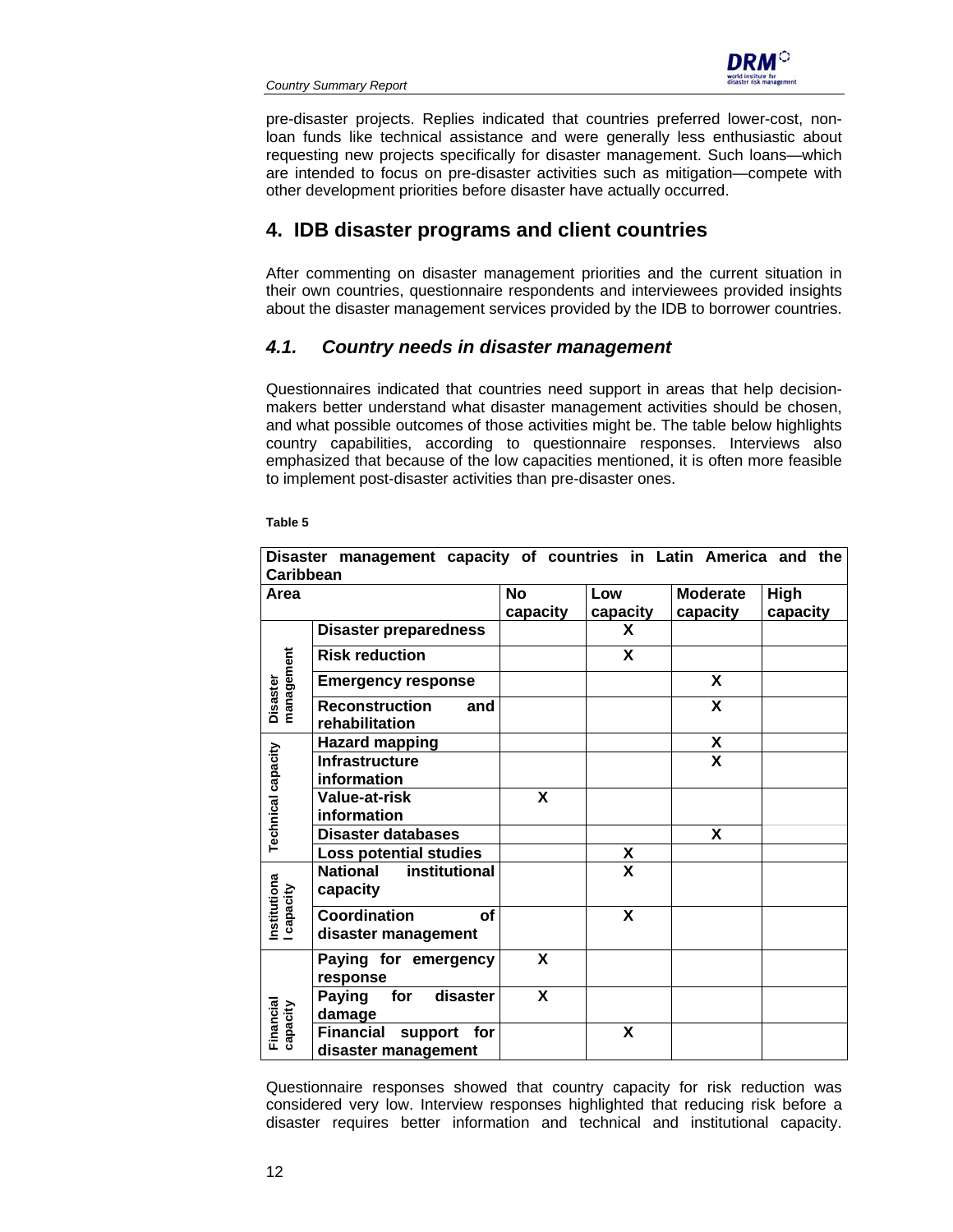pre-disaster projects. Replies indicated that countries preferred lower-cost, non-loan funds like technical assistance and were generally less enthusiastic about requesting new projects specifically for disaster management. Such loans—which are intended to focus on pre-disaster activities such as mitigation—compete with other development priorities before disaster have actually occurred.

## 4. IDB disaster programs and client countries

After commenting on disaster management priorities and the current situation in their own countries, questionnaire respondents and interviewees provided insights about the disaster management services provided by the IDB to borrower countries.

### *4.1. Country needs in disaster management*

Questionnaires indicated that countries need support in areas that help decision-makers better understand what disaster management activities should be chosen, and what possible outcomes of those activities might be. The table below highlights country capabilities, according to questionnaire responses. Interviews also emphasized that because of the low capacities mentioned, it is often more feasible to implement post-disaster activities than pre-disaster ones.

**Table 5**

| **Disaster management capacity of countries in Latin America and the Caribbean** | | | | | |
|---|---|---|---|---|---|
| **Area** | | **No capacity** | **Low capacity** | **Moderate capacity** | **High capacity** |
| Disaster management | **Disaster preparedness** | | X | | |
| | **Risk reduction** | | X | | |
| | **Emergency response** | | | X | |
| | **Reconstruction and rehabilitation** | | | X | |
| Technical capacity | **Hazard mapping** | | | X | |
| | **Infrastructure information** | | | X | |
| | **Value-at-risk information** | X | | | |
| | **Disaster databases** | | | X | |
| | **Loss potential studies** | | X | | |
| Institutional capacity | **National institutional capacity** | | X | | |
| | **Coordination of disaster management** | | X | | |
| Financial capacity | **Paying for emergency response** | X | | | |
| | **Paying for disaster damage** | X | | | |
| | **Financial support for disaster management** | | X | | |

Questionnaire responses showed that country capacity for risk reduction was considered very low. Interview responses highlighted that reducing risk before a disaster requires better information and technical and institutional capacity.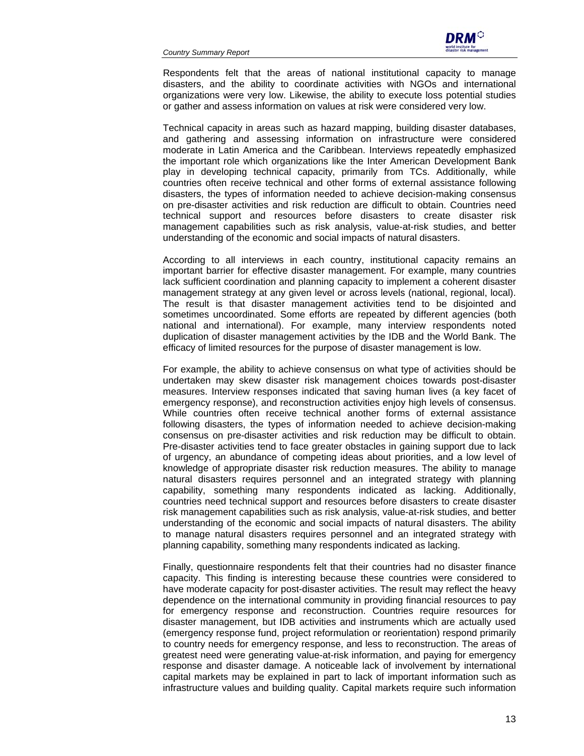Respondents felt that the areas of national institutional capacity to manage disasters, and the ability to coordinate activities with NGOs and international organizations were very low. Likewise, the ability to execute loss potential studies or gather and assess information on values at risk were considered very low.

Technical capacity in areas such as hazard mapping, building disaster databases, and gathering and assessing information on infrastructure were considered moderate in Latin America and the Caribbean. Interviews repeatedly emphasized the important role which organizations like the Inter American Development Bank play in developing technical capacity, primarily from TCs. Additionally, while countries often receive technical and other forms of external assistance following disasters, the types of information needed to achieve decision-making consensus on pre-disaster activities and risk reduction are difficult to obtain. Countries need technical support and resources before disasters to create disaster risk management capabilities such as risk analysis, value-at-risk studies, and better understanding of the economic and social impacts of natural disasters.

According to all interviews in each country, institutional capacity remains an important barrier for effective disaster management. For example, many countries lack sufficient coordination and planning capacity to implement a coherent disaster management strategy at any given level or across levels (national, regional, local). The result is that disaster management activities tend to be disjointed and sometimes uncoordinated. Some efforts are repeated by different agencies (both national and international). For example, many interview respondents noted duplication of disaster management activities by the IDB and the World Bank. The efficacy of limited resources for the purpose of disaster management is low.

For example, the ability to achieve consensus on what type of activities should be undertaken may skew disaster risk management choices towards post-disaster measures. Interview responses indicated that saving human lives (a key facet of emergency response), and reconstruction activities enjoy high levels of consensus. While countries often receive technical another forms of external assistance following disasters, the types of information needed to achieve decision-making consensus on pre-disaster activities and risk reduction may be difficult to obtain. Pre-disaster activities tend to face greater obstacles in gaining support due to lack of urgency, an abundance of competing ideas about priorities, and a low level of knowledge of appropriate disaster risk reduction measures. The ability to manage natural disasters requires personnel and an integrated strategy with planning capability, something many respondents indicated as lacking. Additionally, countries need technical support and resources before disasters to create disaster risk management capabilities such as risk analysis, value-at-risk studies, and better understanding of the economic and social impacts of natural disasters. The ability to manage natural disasters requires personnel and an integrated strategy with planning capability, something many respondents indicated as lacking.

Finally, questionnaire respondents felt that their countries had no disaster finance capacity. This finding is interesting because these countries were considered to have moderate capacity for post-disaster activities. The result may reflect the heavy dependence on the international community in providing financial resources to pay for emergency response and reconstruction. Countries require resources for disaster management, but IDB activities and instruments which are actually used (emergency response fund, project reformulation or reorientation) respond primarily to country needs for emergency response, and less to reconstruction. The areas of greatest need were generating value-at-risk information, and paying for emergency response and disaster damage. A noticeable lack of involvement by international capital markets may be explained in part to lack of important information such as infrastructure values and building quality. Capital markets require such information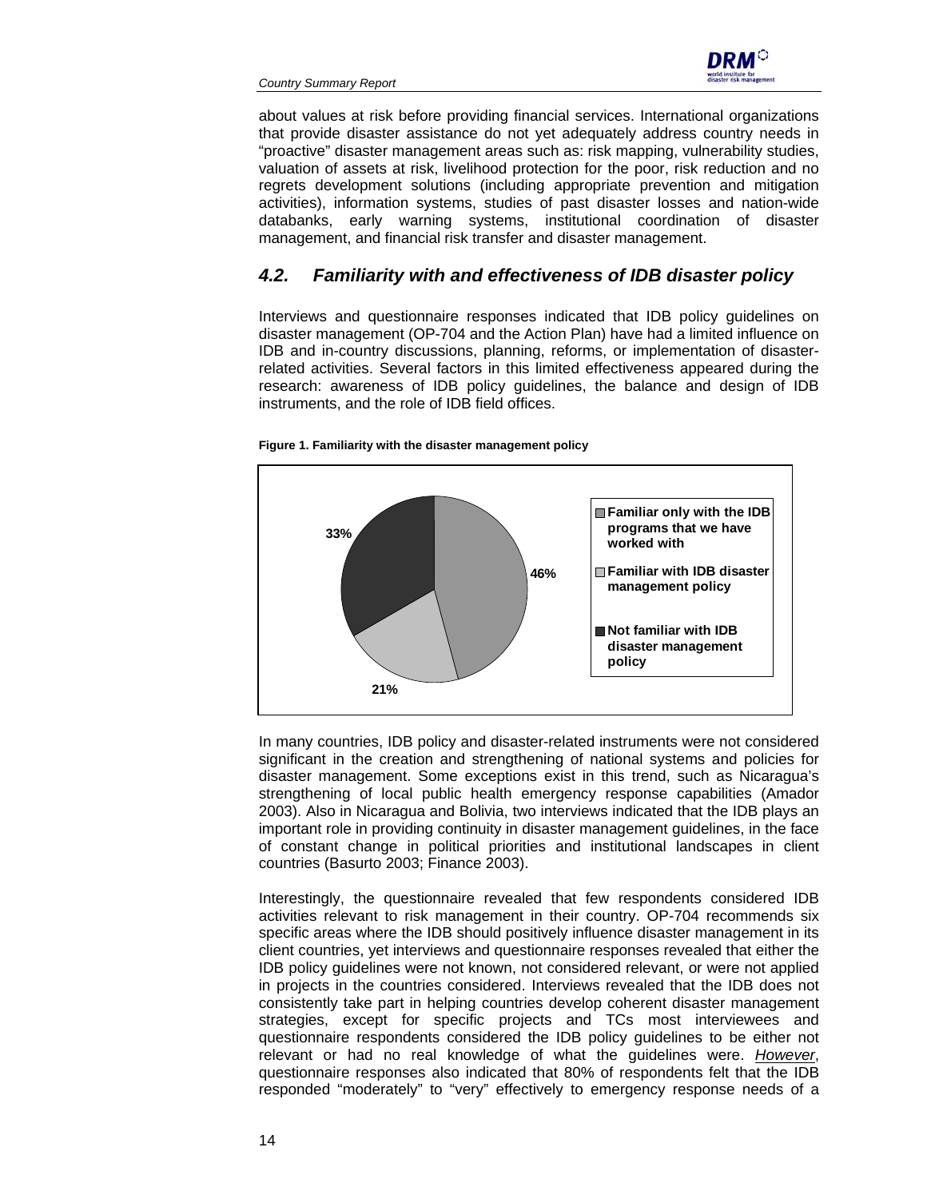about values at risk before providing financial services. International organizations that provide disaster assistance do not yet adequately address country needs in "proactive" disaster management areas such as: risk mapping, vulnerability studies, valuation of assets at risk, livelihood protection for the poor, risk reduction and no regrets development solutions (including appropriate prevention and mitigation activities), information systems, studies of past disaster losses and nation-wide databanks, early warning systems, institutional coordination of disaster management, and financial risk transfer and disaster management.

### *4.2. Familiarity with and effectiveness of IDB disaster policy*

Interviews and questionnaire responses indicated that IDB policy guidelines on disaster management (OP-704 and the Action Plan) have had a limited influence on IDB and in-country discussions, planning, reforms, or implementation of disaster-related activities. Several factors in this limited effectiveness appeared during the research: awareness of IDB policy guidelines, the balance and design of IDB instruments, and the role of IDB field offices.

**Figure 1. Familiarity with the disaster management policy**

| Category | Share |
|---|---|
| Familiar only with the IDB programs that we have worked with | 46% |
| Familiar with IDB disaster management policy | 21% |
| Not familiar with IDB disaster management policy | 33% |

In many countries, IDB policy and disaster-related instruments were not considered significant in the creation and strengthening of national systems and policies for disaster management. Some exceptions exist in this trend, such as Nicaragua's strengthening of local public health emergency response capabilities (Amador 2003). Also in Nicaragua and Bolivia, two interviews indicated that the IDB plays an important role in providing continuity in disaster management guidelines, in the face of constant change in political priorities and institutional landscapes in client countries (Basurto 2003; Finance 2003).

Interestingly, the questionnaire revealed that few respondents considered IDB activities relevant to risk management in their country. OP-704 recommends six specific areas where the IDB should positively influence disaster management in its client countries, yet interviews and questionnaire responses revealed that either the IDB policy guidelines were not known, not considered relevant, or were not applied in projects in the countries considered. Interviews revealed that the IDB does not consistently take part in helping countries develop coherent disaster management strategies, except for specific projects and TCs most interviewees and questionnaire respondents considered the IDB policy guidelines to be either not relevant or had no real knowledge of what the guidelines were. *However*, questionnaire responses also indicated that 80% of respondents felt that the IDB responded "moderately" to "very" effectively to emergency response needs of a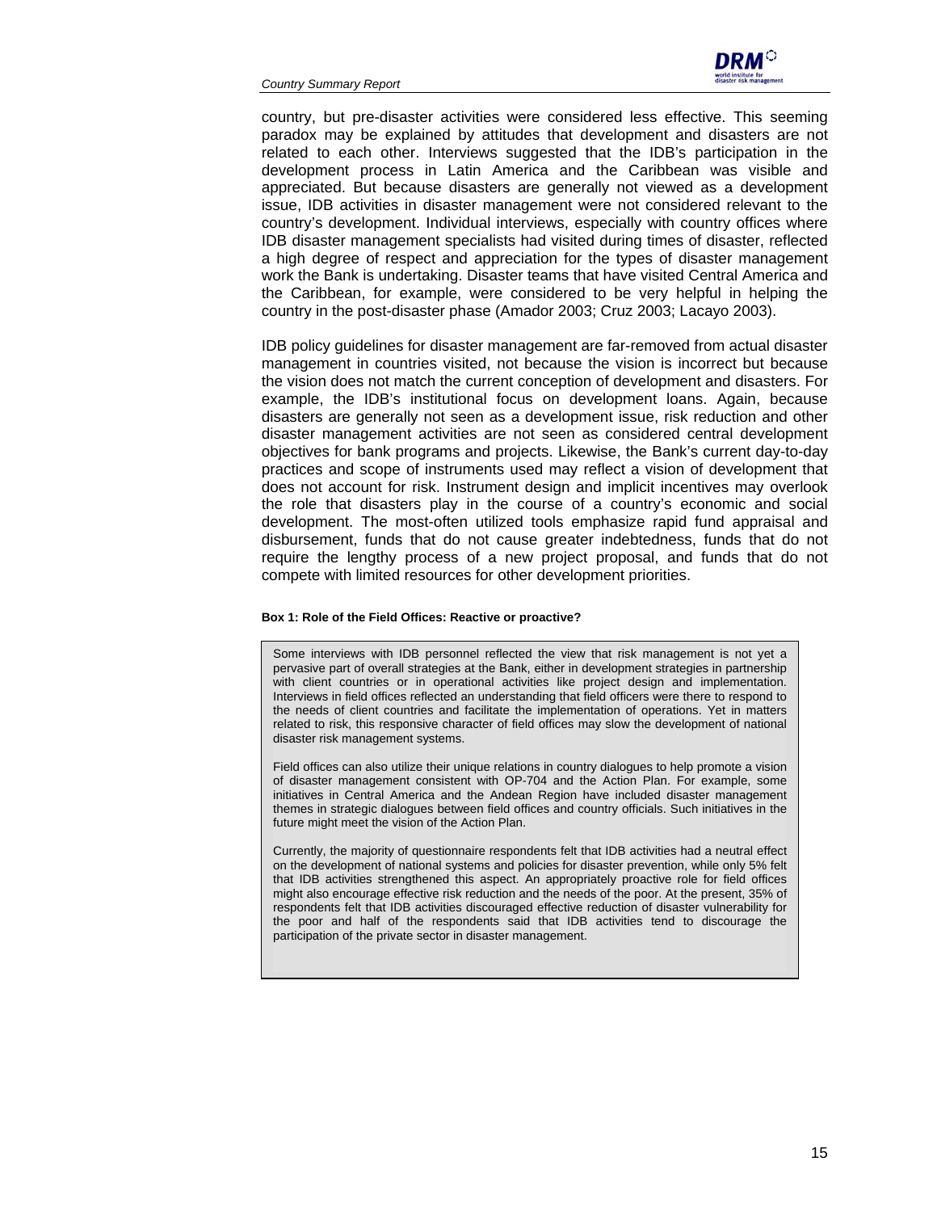country, but pre-disaster activities were considered less effective. This seeming paradox may be explained by attitudes that development and disasters are not related to each other. Interviews suggested that the IDB's participation in the development process in Latin America and the Caribbean was visible and appreciated. But because disasters are generally not viewed as a development issue, IDB activities in disaster management were not considered relevant to the country's development. Individual interviews, especially with country offices where IDB disaster management specialists had visited during times of disaster, reflected a high degree of respect and appreciation for the types of disaster management work the Bank is undertaking. Disaster teams that have visited Central America and the Caribbean, for example, were considered to be very helpful in helping the country in the post-disaster phase (Amador 2003; Cruz 2003; Lacayo 2003).

IDB policy guidelines for disaster management are far-removed from actual disaster management in countries visited, not because the vision is incorrect but because the vision does not match the current conception of development and disasters. For example, the IDB's institutional focus on development loans. Again, because disasters are generally not seen as a development issue, risk reduction and other disaster management activities are not seen as considered central development objectives for bank programs and projects. Likewise, the Bank's current day-to-day practices and scope of instruments used may reflect a vision of development that does not account for risk. Instrument design and implicit incentives may overlook the role that disasters play in the course of a country's economic and social development. The most-often utilized tools emphasize rapid fund appraisal and disbursement, funds that do not cause greater indebtedness, funds that do not require the lengthy process of a new project proposal, and funds that do not compete with limited resources for other development priorities.

**Box 1: Role of the Field Offices: Reactive or proactive?**

Some interviews with IDB personnel reflected the view that risk management is not yet a pervasive part of overall strategies at the Bank, either in development strategies in partnership with client countries or in operational activities like project design and implementation. Interviews in field offices reflected an understanding that field officers were there to respond to the needs of client countries and facilitate the implementation of operations. Yet in matters related to risk, this responsive character of field offices may slow the development of national disaster risk management systems.

Field offices can also utilize their unique relations in country dialogues to help promote a vision of disaster management consistent with OP-704 and the Action Plan. For example, some initiatives in Central America and the Andean Region have included disaster management themes in strategic dialogues between field offices and country officials. Such initiatives in the future might meet the vision of the Action Plan.

Currently, the majority of questionnaire respondents felt that IDB activities had a neutral effect on the development of national systems and policies for disaster prevention, while only 5% felt that IDB activities strengthened this aspect. An appropriately proactive role for field offices might also encourage effective risk reduction and the needs of the poor. At the present, 35% of respondents felt that IDB activities discouraged effective reduction of disaster vulnerability for the poor and half of the respondents said that IDB activities tend to discourage the participation of the private sector in disaster management.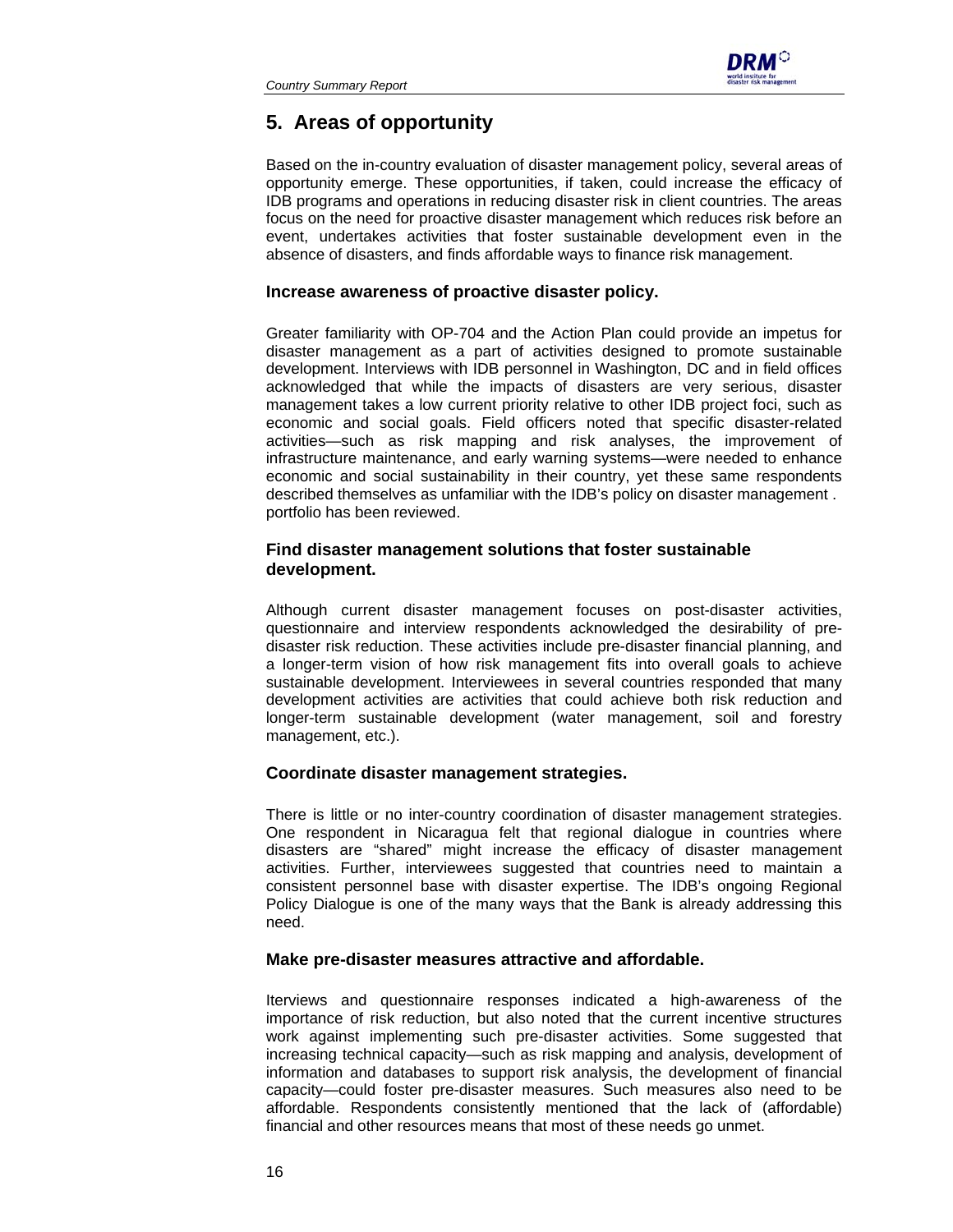## 5. Areas of opportunity

Based on the in-country evaluation of disaster management policy, several areas of opportunity emerge. These opportunities, if taken, could increase the efficacy of IDB programs and operations in reducing disaster risk in client countries. The areas focus on the need for proactive disaster management which reduces risk before an event, undertakes activities that foster sustainable development even in the absence of disasters, and finds affordable ways to finance risk management.

### Increase awareness of proactive disaster policy.

Greater familiarity with OP-704 and the Action Plan could provide an impetus for disaster management as a part of activities designed to promote sustainable development. Interviews with IDB personnel in Washington, DC and in field offices acknowledged that while the impacts of disasters are very serious, disaster management takes a low current priority relative to other IDB project foci, such as economic and social goals. Field officers noted that specific disaster-related activities—such as risk mapping and risk analyses, the improvement of infrastructure maintenance, and early warning systems—were needed to enhance economic and social sustainability in their country, yet these same respondents described themselves as unfamiliar with the IDB's policy on disaster management . portfolio has been reviewed.

### Find disaster management solutions that foster sustainable development.

Although current disaster management focuses on post-disaster activities, questionnaire and interview respondents acknowledged the desirability of pre-disaster risk reduction. These activities include pre-disaster financial planning, and a longer-term vision of how risk management fits into overall goals to achieve sustainable development. Interviewees in several countries responded that many development activities are activities that could achieve both risk reduction and longer-term sustainable development (water management, soil and forestry management, etc.).

### Coordinate disaster management strategies.

There is little or no inter-country coordination of disaster management strategies. One respondent in Nicaragua felt that regional dialogue in countries where disasters are "shared" might increase the efficacy of disaster management activities. Further, interviewees suggested that countries need to maintain a consistent personnel base with disaster expertise. The IDB's ongoing Regional Policy Dialogue is one of the many ways that the Bank is already addressing this need.

### Make pre-disaster measures attractive and affordable.

Iterviews and questionnaire responses indicated a high-awareness of the importance of risk reduction, but also noted that the current incentive structures work against implementing such pre-disaster activities. Some suggested that increasing technical capacity—such as risk mapping and analysis, development of information and databases to support risk analysis, the development of financial capacity—could foster pre-disaster measures. Such measures also need to be affordable. Respondents consistently mentioned that the lack of (affordable) financial and other resources means that most of these needs go unmet.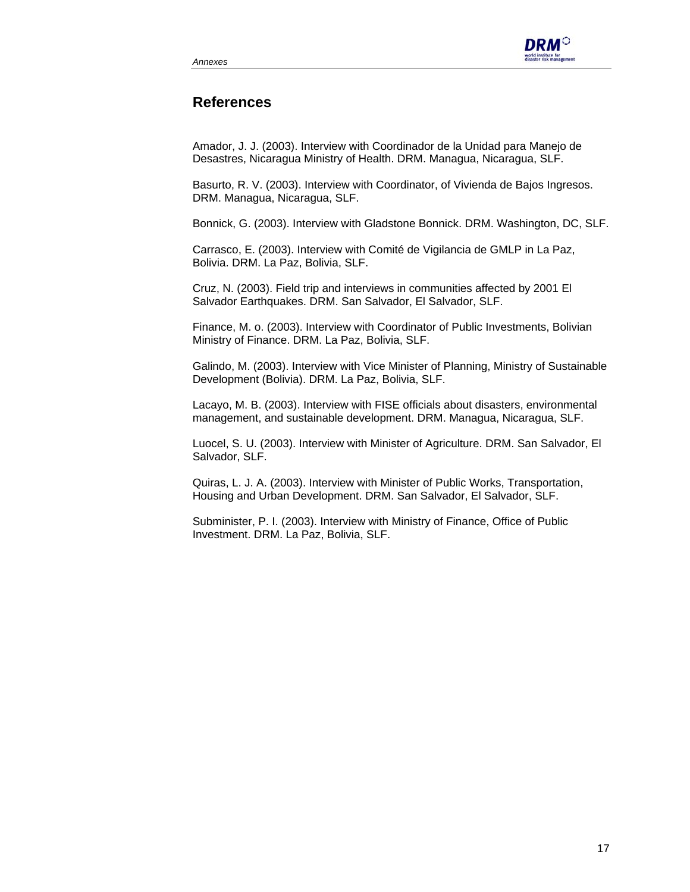## References

Amador, J. J. (2003). Interview with Coordinador de la Unidad para Manejo de Desastres, Nicaragua Ministry of Health. DRM. Managua, Nicaragua, SLF.

Basurto, R. V. (2003). Interview with Coordinator, of Vivienda de Bajos Ingresos. DRM. Managua, Nicaragua, SLF.

Bonnick, G. (2003). Interview with Gladstone Bonnick. DRM. Washington, DC, SLF.

Carrasco, E. (2003). Interview with Comité de Vigilancia de GMLP in La Paz, Bolivia. DRM. La Paz, Bolivia, SLF.

Cruz, N. (2003). Field trip and interviews in communities affected by 2001 El Salvador Earthquakes. DRM. San Salvador, El Salvador, SLF.

Finance, M. o. (2003). Interview with Coordinator of Public Investments, Bolivian Ministry of Finance. DRM. La Paz, Bolivia, SLF.

Galindo, M. (2003). Interview with Vice Minister of Planning, Ministry of Sustainable Development (Bolivia). DRM. La Paz, Bolivia, SLF.

Lacayo, M. B. (2003). Interview with FISE officials about disasters, environmental management, and sustainable development. DRM. Managua, Nicaragua, SLF.

Luocel, S. U. (2003). Interview with Minister of Agriculture. DRM. San Salvador, El Salvador, SLF.

Quiras, L. J. A. (2003). Interview with Minister of Public Works, Transportation, Housing and Urban Development. DRM. San Salvador, El Salvador, SLF.

Subminister, P. I. (2003). Interview with Ministry of Finance, Office of Public Investment. DRM. La Paz, Bolivia, SLF.